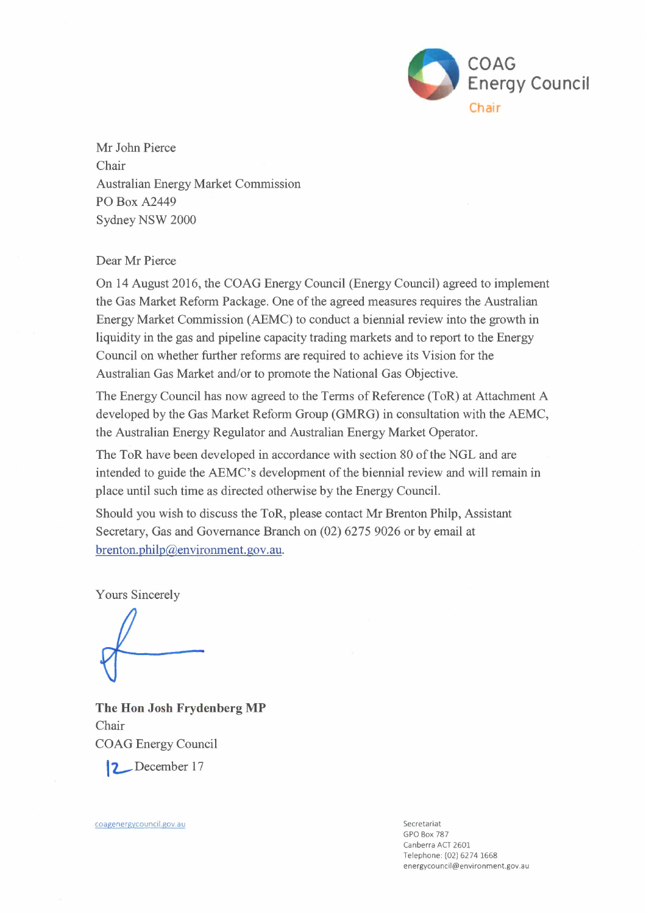COAG Energy Council

Chair

Mr John Pierce
Chair
Australian Energy Market Commission
PO Box A2449
Sydney NSW 2000

Dear Mr Pierce

On 14 August 2016, the COAG Energy Council (Energy Council) agreed to implement the Gas Market Reform Package. One of the agreed measures requires the Australian Energy Market Commission (AEMC) to conduct a biennial review into the growth in liquidity in the gas and pipeline capacity trading markets and to report to the Energy Council on whether further reforms are required to achieve its Vision for the Australian Gas Market and/or to promote the National Gas Objective.

The Energy Council has now agreed to the Terms of Reference (ToR) at Attachment A developed by the Gas Market Reform Group (GMRG) in consultation with the AEMC, the Australian Energy Regulator and Australian Energy Market Operator.

The ToR have been developed in accordance with section 80 of the NGL and are intended to guide the AEMC's development of the biennial review and will remain in place until such time as directed otherwise by the Energy Council.

Should you wish to discuss the ToR, please contact Mr Brenton Philp, Assistant Secretary, Gas and Governance Branch on (02) 6275 9026 or by email at brenton.philp@environment.gov.au.

Yours Sincerely

**The Hon Josh Frydenberg MP**
Chair
COAG Energy Council

12 December 17

coagenergycouncil.gov.au

Secretariat
GPO Box 787
Canberra ACT 2601
Telephone: (02) 6274 1668
energycouncil@environment.gov.au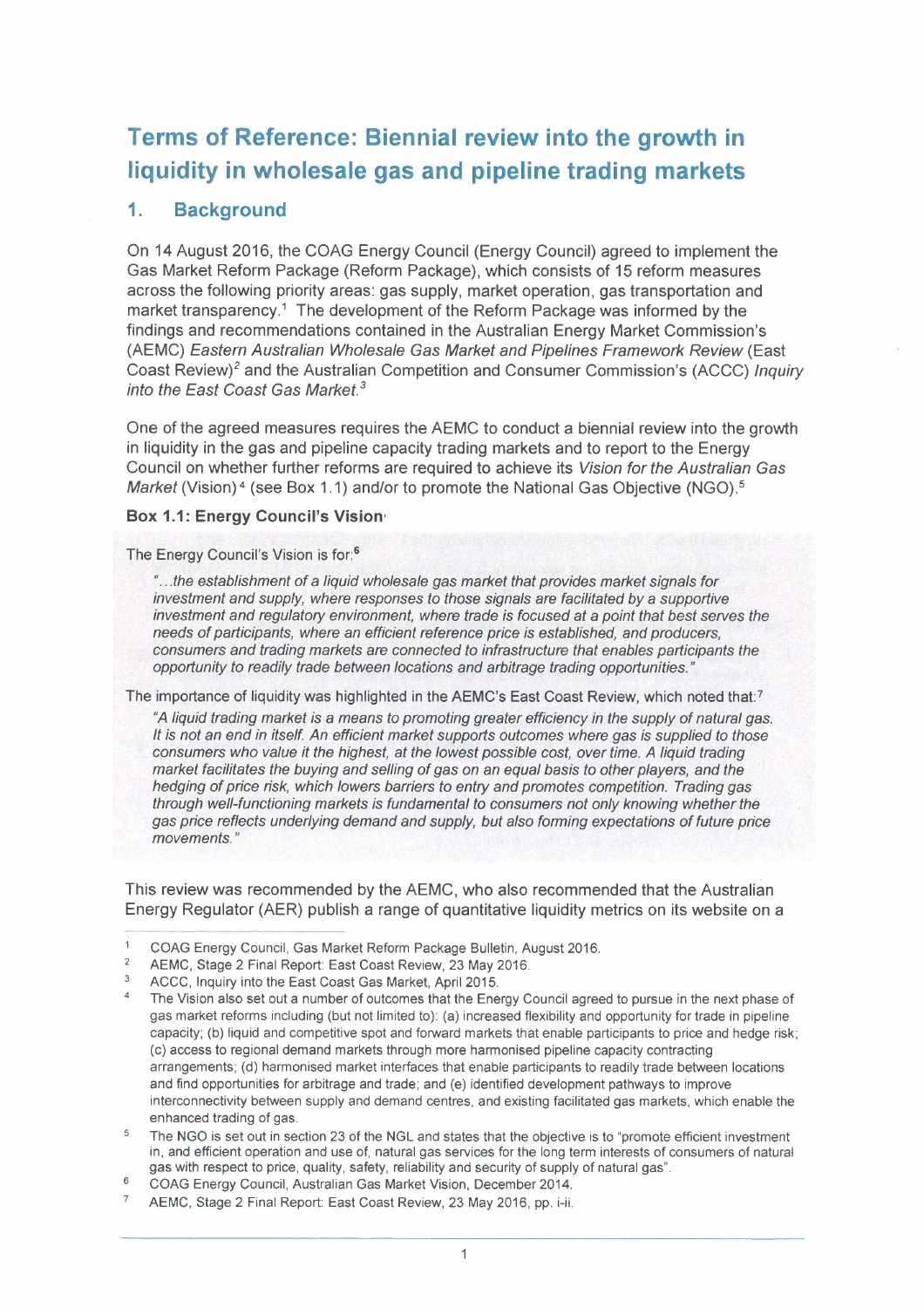# Terms of Reference: Biennial review into the growth in liquidity in wholesale gas and pipeline trading markets

## 1. Background

On 14 August 2016, the COAG Energy Council (Energy Council) agreed to implement the Gas Market Reform Package (Reform Package), which consists of 15 reform measures across the following priority areas: gas supply, market operation, gas transportation and market transparency.[1] The development of the Reform Package was informed by the findings and recommendations contained in the Australian Energy Market Commission's (AEMC) *Eastern Australian Wholesale Gas Market and Pipelines Framework Review* (East Coast Review)[2] and the Australian Competition and Consumer Commission's (ACCC) *Inquiry into the East Coast Gas Market.*[3]

One of the agreed measures requires the AEMC to conduct a biennial review into the growth in liquidity in the gas and pipeline capacity trading markets and to report to the Energy Council on whether further reforms are required to achieve its *Vision for the Australian Gas Market* (Vision)[4] (see Box 1.1) and/or to promote the National Gas Objective (NGO).[5]

**Box 1.1: Energy Council's Vision**

The Energy Council's Vision is for:[6]

> *"…the establishment of a liquid wholesale gas market that provides market signals for investment and supply, where responses to those signals are facilitated by a supportive investment and regulatory environment, where trade is focused at a point that best serves the needs of participants, where an efficient reference price is established, and producers, consumers and trading markets are connected to infrastructure that enables participants the opportunity to readily trade between locations and arbitrage trading opportunities."*

The importance of liquidity was highlighted in the AEMC's East Coast Review, which noted that:[7]

> *"A liquid trading market is a means to promoting greater efficiency in the supply of natural gas. It is not an end in itself. An efficient market supports outcomes where gas is supplied to those consumers who value it the highest, at the lowest possible cost, over time. A liquid trading market facilitates the buying and selling of gas on an equal basis to other players, and the hedging of price risk, which lowers barriers to entry and promotes competition. Trading gas through well-functioning markets is fundamental to consumers not only knowing whether the gas price reflects underlying demand and supply, but also forming expectations of future price movements."*

This review was recommended by the AEMC, who also recommended that the Australian Energy Regulator (AER) publish a range of quantitative liquidity metrics on its website on a

---

[1] COAG Energy Council, Gas Market Reform Package Bulletin, August 2016.

[2] AEMC, Stage 2 Final Report: East Coast Review, 23 May 2016.

[3] ACCC, Inquiry into the East Coast Gas Market, April 2015.

[4] The Vision also set out a number of outcomes that the Energy Council agreed to pursue in the next phase of gas market reforms including (but not limited to): (a) increased flexibility and opportunity for trade in pipeline capacity; (b) liquid and competitive spot and forward markets that enable participants to price and hedge risk; (c) access to regional demand markets through more harmonised pipeline capacity contracting arrangements; (d) harmonised market interfaces that enable participants to readily trade between locations and find opportunities for arbitrage and trade; and (e) identified development pathways to improve interconnectivity between supply and demand centres, and existing facilitated gas markets, which enable the enhanced trading of gas.

[5] The NGO is set out in section 23 of the NGL and states that the objective is to "promote efficient investment in, and efficient operation and use of, natural gas services for the long term interests of consumers of natural gas with respect to price, quality, safety, reliability and security of supply of natural gas".

[6] COAG Energy Council, Australian Gas Market Vision, December 2014.

[7] AEMC, Stage 2 Final Report: East Coast Review, 23 May 2016, pp. i-ii.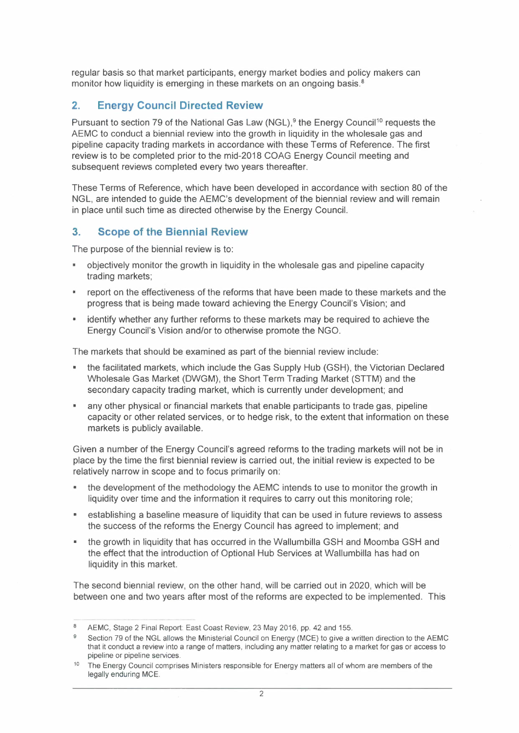regular basis so that market participants, energy market bodies and policy makers can monitor how liquidity is emerging in these markets on an ongoing basis.[8]

## 2. Energy Council Directed Review

Pursuant to section 79 of the National Gas Law (NGL),[9] the Energy Council[10] requests the AEMC to conduct a biennial review into the growth in liquidity in the wholesale gas and pipeline capacity trading markets in accordance with these Terms of Reference. The first review is to be completed prior to the mid-2018 COAG Energy Council meeting and subsequent reviews completed every two years thereafter.

These Terms of Reference, which have been developed in accordance with section 80 of the NGL, are intended to guide the AEMC's development of the biennial review and will remain in place until such time as directed otherwise by the Energy Council.

## 3. Scope of the Biennial Review

The purpose of the biennial review is to:

- objectively monitor the growth in liquidity in the wholesale gas and pipeline capacity trading markets;
- report on the effectiveness of the reforms that have been made to these markets and the progress that is being made toward achieving the Energy Council's Vision; and
- identify whether any further reforms to these markets may be required to achieve the Energy Council's Vision and/or to otherwise promote the NGO.

The markets that should be examined as part of the biennial review include:

- the facilitated markets, which include the Gas Supply Hub (GSH), the Victorian Declared Wholesale Gas Market (DWGM), the Short Term Trading Market (STTM) and the secondary capacity trading market, which is currently under development; and
- any other physical or financial markets that enable participants to trade gas, pipeline capacity or other related services, or to hedge risk, to the extent that information on these markets is publicly available.

Given a number of the Energy Council's agreed reforms to the trading markets will not be in place by the time the first biennial review is carried out, the initial review is expected to be relatively narrow in scope and to focus primarily on:

- the development of the methodology the AEMC intends to use to monitor the growth in liquidity over time and the information it requires to carry out this monitoring role;
- establishing a baseline measure of liquidity that can be used in future reviews to assess the success of the reforms the Energy Council has agreed to implement; and
- the growth in liquidity that has occurred in the Wallumbilla GSH and Moomba GSH and the effect that the introduction of Optional Hub Services at Wallumbilla has had on liquidity in this market.

The second biennial review, on the other hand, will be carried out in 2020, which will be between one and two years after most of the reforms are expected to be implemented. This

---

[8] AEMC, Stage 2 Final Report: East Coast Review, 23 May 2016, pp. 42 and 155.

[9] Section 79 of the NGL allows the Ministerial Council on Energy (MCE) to give a written direction to the AEMC that it conduct a review into a range of matters, including any matter relating to a market for gas or access to pipeline or pipeline services.

[10] The Energy Council comprises Ministers responsible for Energy matters all of whom are members of the legally enduring MCE.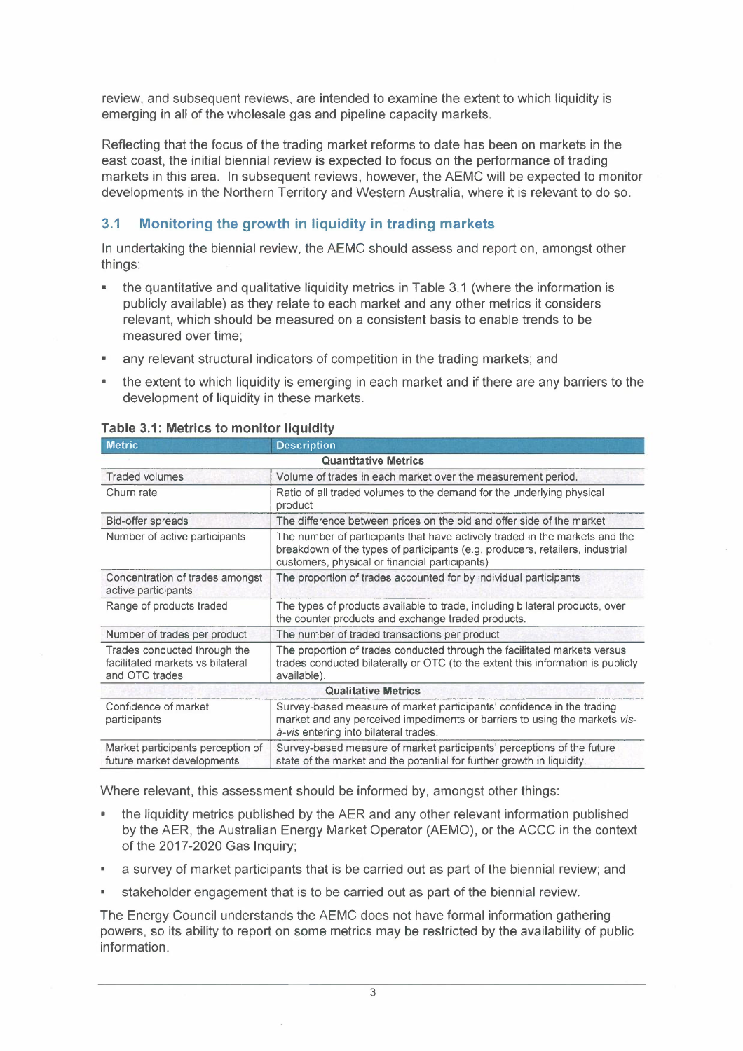review, and subsequent reviews, are intended to examine the extent to which liquidity is emerging in all of the wholesale gas and pipeline capacity markets.

Reflecting that the focus of the trading market reforms to date has been on markets in the east coast, the initial biennial review is expected to focus on the performance of trading markets in this area. In subsequent reviews, however, the AEMC will be expected to monitor developments in the Northern Territory and Western Australia, where it is relevant to do so.

## 3.1 Monitoring the growth in liquidity in trading markets

In undertaking the biennial review, the AEMC should assess and report on, amongst other things:

- the quantitative and qualitative liquidity metrics in Table 3.1 (where the information is publicly available) as they relate to each market and any other metrics it considers relevant, which should be measured on a consistent basis to enable trends to be measured over time;
- any relevant structural indicators of competition in the trading markets; and
- the extent to which liquidity is emerging in each market and if there are any barriers to the development of liquidity in these markets.

**Table 3.1: Metrics to monitor liquidity**

| Metric | Description |
|---|---|
| **Quantitative Metrics** | |
| Traded volumes | Volume of trades in each market over the measurement period. |
| Churn rate | Ratio of all traded volumes to the demand for the underlying physical product |
| Bid-offer spreads | The difference between prices on the bid and offer side of the market |
| Number of active participants | The number of participants that have actively traded in the markets and the breakdown of the types of participants (e.g. producers, retailers, industrial customers, physical or financial participants) |
| Concentration of trades amongst active participants | The proportion of trades accounted for by individual participants |
| Range of products traded | The types of products available to trade, including bilateral products, over the counter products and exchange traded products. |
| Number of trades per product | The number of traded transactions per product |
| Trades conducted through the facilitated markets vs bilateral and OTC trades | The proportion of trades conducted through the facilitated markets versus trades conducted bilaterally or OTC (to the extent this information is publicly available). |
| **Qualitative Metrics** | |
| Confidence of market participants | Survey-based measure of market participants' confidence in the trading market and any perceived impediments or barriers to using the markets *vis-à-vis* entering into bilateral trades. |
| Market participants perception of future market developments | Survey-based measure of market participants' perceptions of the future state of the market and the potential for further growth in liquidity. |

Where relevant, this assessment should be informed by, amongst other things:

- the liquidity metrics published by the AER and any other relevant information published by the AER, the Australian Energy Market Operator (AEMO), or the ACCC in the context of the 2017-2020 Gas Inquiry;
- a survey of market participants that is be carried out as part of the biennial review; and
- stakeholder engagement that is to be carried out as part of the biennial review.

The Energy Council understands the AEMC does not have formal information gathering powers, so its ability to report on some metrics may be restricted by the availability of public information.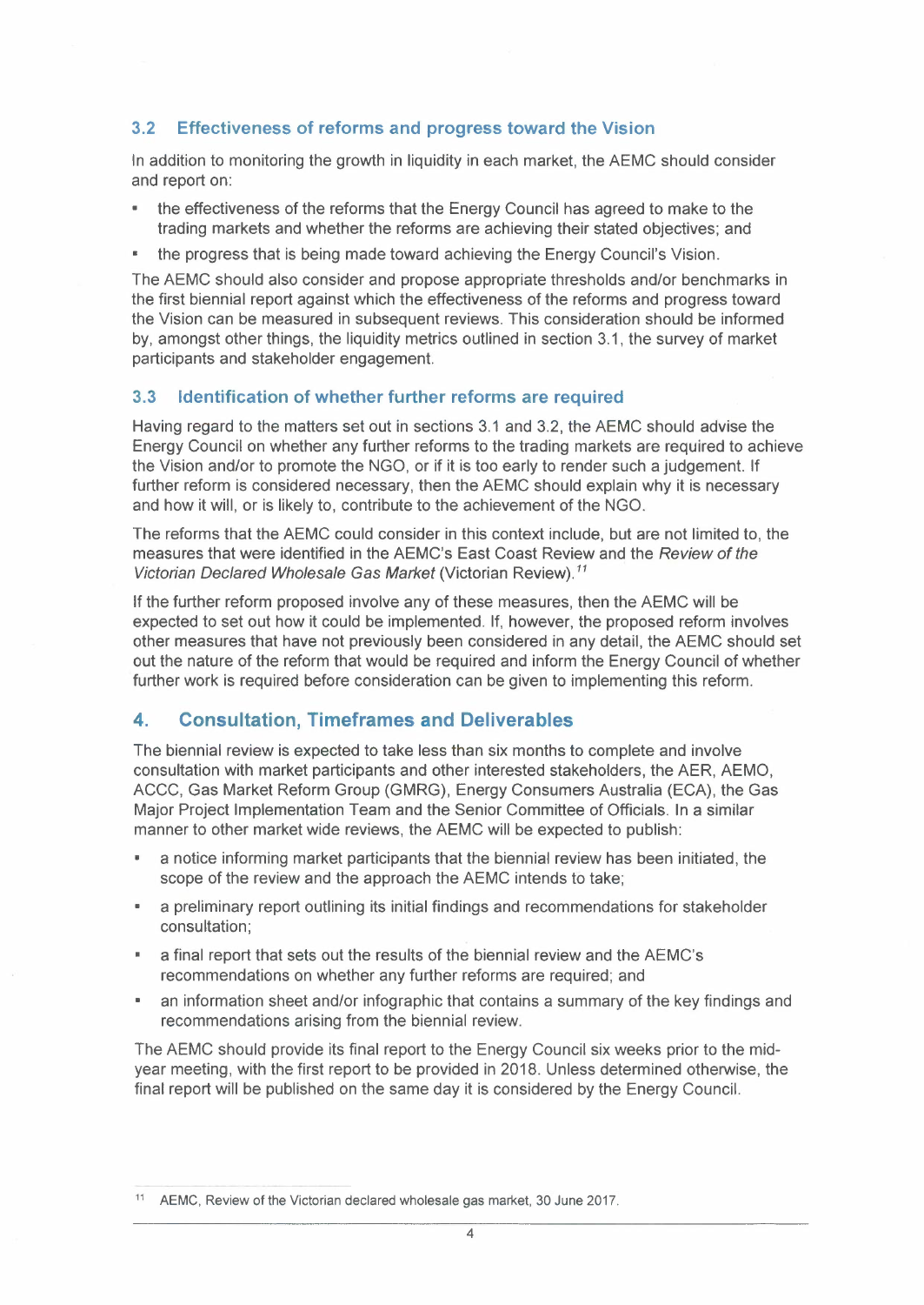## 3.2 Effectiveness of reforms and progress toward the Vision

In addition to monitoring the growth in liquidity in each market, the AEMC should consider and report on:

- the effectiveness of the reforms that the Energy Council has agreed to make to the trading markets and whether the reforms are achieving their stated objectives; and
- the progress that is being made toward achieving the Energy Council's Vision.

The AEMC should also consider and propose appropriate thresholds and/or benchmarks in the first biennial report against which the effectiveness of the reforms and progress toward the Vision can be measured in subsequent reviews. This consideration should be informed by, amongst other things, the liquidity metrics outlined in section 3.1, the survey of market participants and stakeholder engagement.

## 3.3 Identification of whether further reforms are required

Having regard to the matters set out in sections 3.1 and 3.2, the AEMC should advise the Energy Council on whether any further reforms to the trading markets are required to achieve the Vision and/or to promote the NGO, or if it is too early to render such a judgement. If further reform is considered necessary, then the AEMC should explain why it is necessary and how it will, or is likely to, contribute to the achievement of the NGO.

The reforms that the AEMC could consider in this context include, but are not limited to, the measures that were identified in the AEMC's East Coast Review and the *Review of the Victorian Declared Wholesale Gas Market* (Victorian Review).[11]

If the further reform proposed involve any of these measures, then the AEMC will be expected to set out how it could be implemented. If, however, the proposed reform involves other measures that have not previously been considered in any detail, the AEMC should set out the nature of the reform that would be required and inform the Energy Council of whether further work is required before consideration can be given to implementing this reform.

# 4. Consultation, Timeframes and Deliverables

The biennial review is expected to take less than six months to complete and involve consultation with market participants and other interested stakeholders, the AER, AEMO, ACCC, Gas Market Reform Group (GMRG), Energy Consumers Australia (ECA), the Gas Major Project Implementation Team and the Senior Committee of Officials. In a similar manner to other market wide reviews, the AEMC will be expected to publish:

- a notice informing market participants that the biennial review has been initiated, the scope of the review and the approach the AEMC intends to take;
- a preliminary report outlining its initial findings and recommendations for stakeholder consultation;
- a final report that sets out the results of the biennial review and the AEMC's recommendations on whether any further reforms are required; and
- an information sheet and/or infographic that contains a summary of the key findings and recommendations arising from the biennial review.

The AEMC should provide its final report to the Energy Council six weeks prior to the mid-year meeting, with the first report to be provided in 2018. Unless determined otherwise, the final report will be published on the same day it is considered by the Energy Council.

[11] AEMC, Review of the Victorian declared wholesale gas market, 30 June 2017.